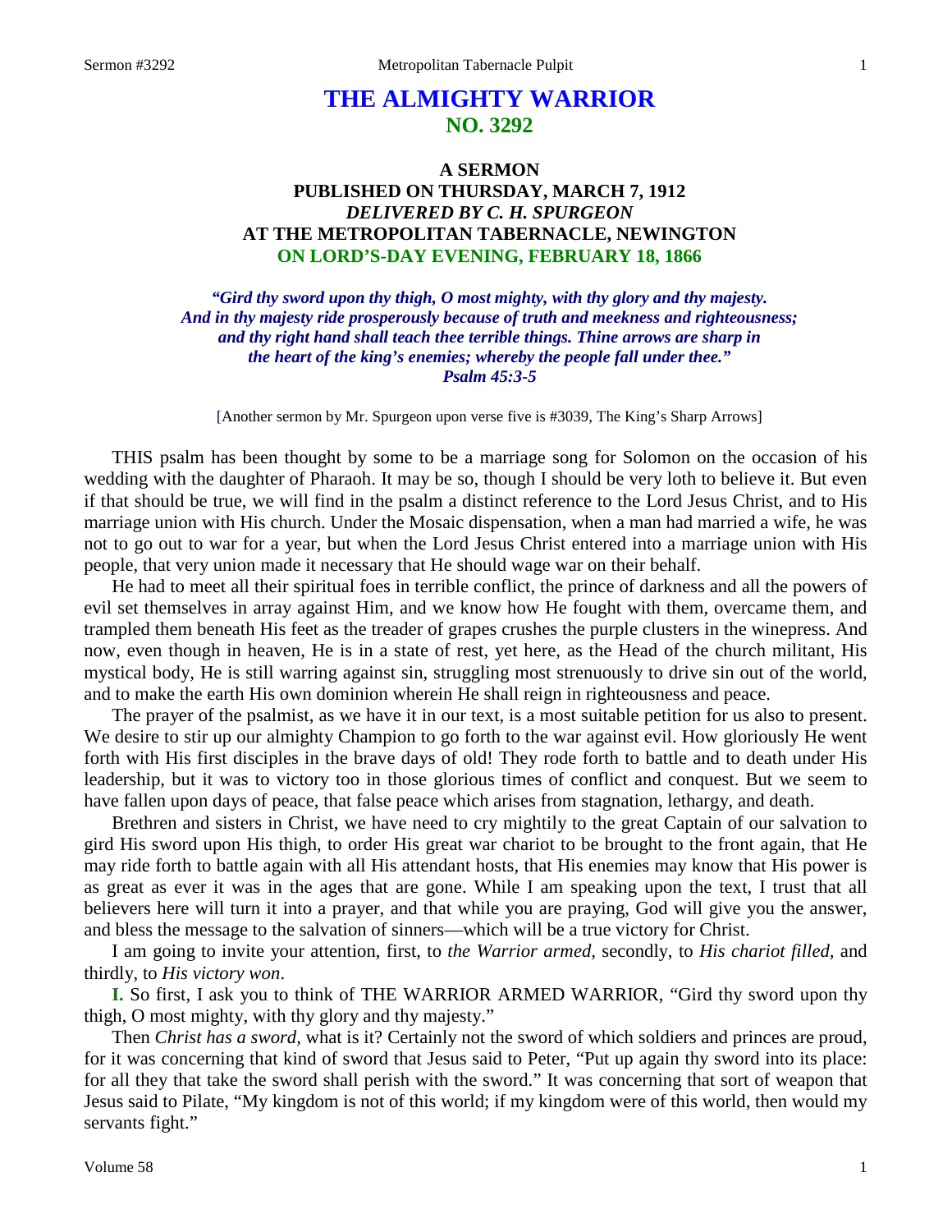# THE ALMIGHTY WARRIOR
## NO. 3292

### A SERMON
### PUBLISHED ON THURSDAY, MARCH 7, 1912
### *DELIVERED BY C. H. SPURGEON*
### AT THE METROPOLITAN TABERNACLE, NEWINGTON
### ON LORD'S-DAY EVENING, FEBRUARY 18, 1866

***"Gird thy sword upon thy thigh, O most mighty, with thy glory and thy majesty. And in thy majesty ride prosperously because of truth and meekness and righteousness; and thy right hand shall teach thee terrible things. Thine arrows are sharp in the heart of the king's enemies; whereby the people fall under thee." Psalm 45:3-5***

[Another sermon by Mr. Spurgeon upon verse five is #3039, The King's Sharp Arrows]

THIS psalm has been thought by some to be a marriage song for Solomon on the occasion of his wedding with the daughter of Pharaoh. It may be so, though I should be very loth to believe it. But even if that should be true, we will find in the psalm a distinct reference to the Lord Jesus Christ, and to His marriage union with His church. Under the Mosaic dispensation, when a man had married a wife, he was not to go out to war for a year, but when the Lord Jesus Christ entered into a marriage union with His people, that very union made it necessary that He should wage war on their behalf.

He had to meet all their spiritual foes in terrible conflict, the prince of darkness and all the powers of evil set themselves in array against Him, and we know how He fought with them, overcame them, and trampled them beneath His feet as the treader of grapes crushes the purple clusters in the winepress. And now, even though in heaven, He is in a state of rest, yet here, as the Head of the church militant, His mystical body, He is still warring against sin, struggling most strenuously to drive sin out of the world, and to make the earth His own dominion wherein He shall reign in righteousness and peace.

The prayer of the psalmist, as we have it in our text, is a most suitable petition for us also to present. We desire to stir up our almighty Champion to go forth to the war against evil. How gloriously He went forth with His first disciples in the brave days of old! They rode forth to battle and to death under His leadership, but it was to victory too in those glorious times of conflict and conquest. But we seem to have fallen upon days of peace, that false peace which arises from stagnation, lethargy, and death.

Brethren and sisters in Christ, we have need to cry mightily to the great Captain of our salvation to gird His sword upon His thigh, to order His great war chariot to be brought to the front again, that He may ride forth to battle again with all His attendant hosts, that His enemies may know that His power is as great as ever it was in the ages that are gone. While I am speaking upon the text, I trust that all believers here will turn it into a prayer, and that while you are praying, God will give you the answer, and bless the message to the salvation of sinners—which will be a true victory for Christ.

I am going to invite your attention, first, to *the Warrior armed,* secondly, to *His chariot filled,* and thirdly, to *His victory won*.

**I.** So first, I ask you to think of THE WARRIOR ARMED WARRIOR, "Gird thy sword upon thy thigh, O most mighty, with thy glory and thy majesty."

Then *Christ has a sword,* what is it? Certainly not the sword of which soldiers and princes are proud, for it was concerning that kind of sword that Jesus said to Peter, "Put up again thy sword into its place: for all they that take the sword shall perish with the sword." It was concerning that sort of weapon that Jesus said to Pilate, "My kingdom is not of this world; if my kingdom were of this world, then would my servants fight."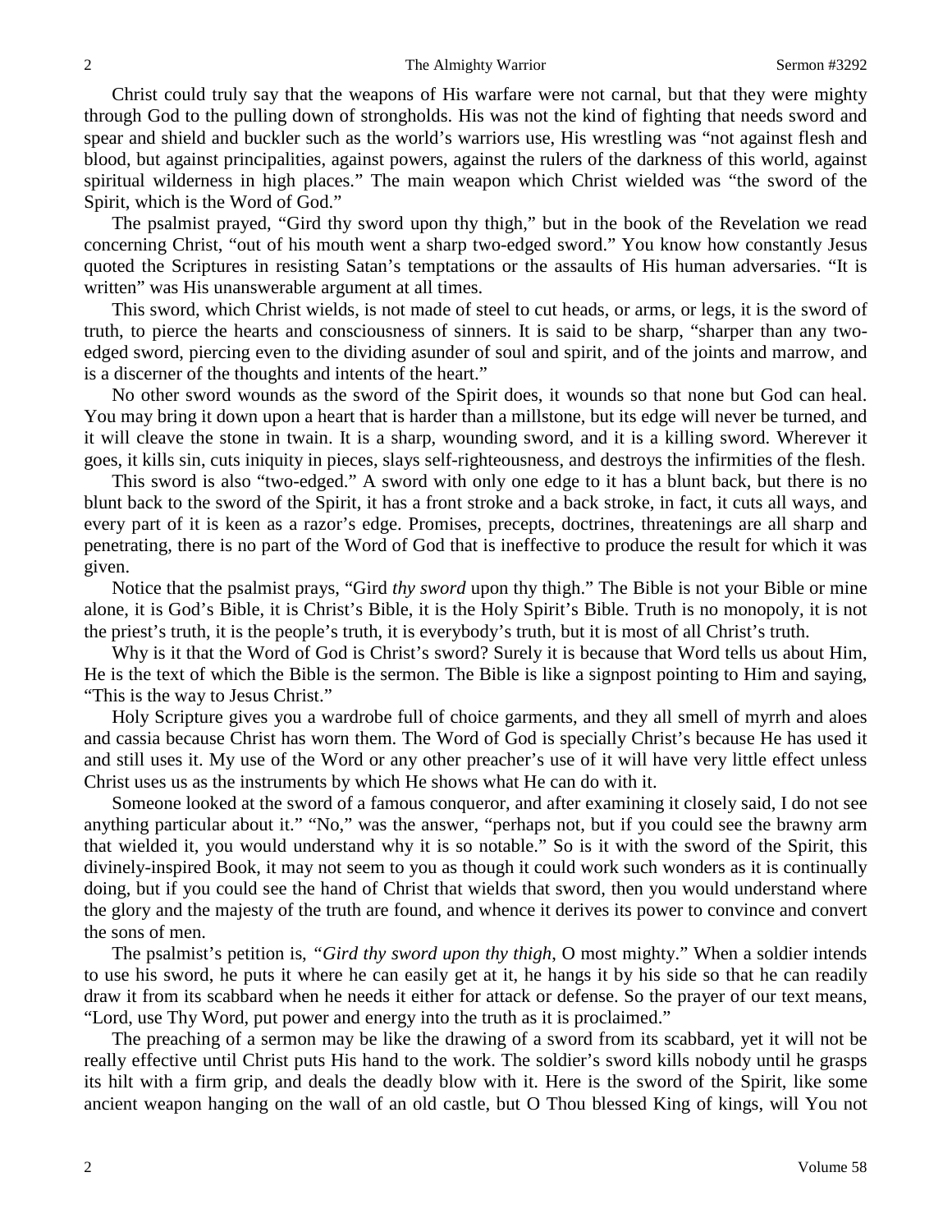Christ could truly say that the weapons of His warfare were not carnal, but that they were mighty through God to the pulling down of strongholds. His was not the kind of fighting that needs sword and spear and shield and buckler such as the world's warriors use, His wrestling was "not against flesh and blood, but against principalities, against powers, against the rulers of the darkness of this world, against spiritual wilderness in high places." The main weapon which Christ wielded was "the sword of the Spirit, which is the Word of God."

The psalmist prayed, "Gird thy sword upon thy thigh," but in the book of the Revelation we read concerning Christ, "out of his mouth went a sharp two-edged sword." You know how constantly Jesus quoted the Scriptures in resisting Satan's temptations or the assaults of His human adversaries. "It is written" was His unanswerable argument at all times.

This sword, which Christ wields, is not made of steel to cut heads, or arms, or legs, it is the sword of truth, to pierce the hearts and consciousness of sinners. It is said to be sharp, "sharper than any two-edged sword, piercing even to the dividing asunder of soul and spirit, and of the joints and marrow, and is a discerner of the thoughts and intents of the heart."

No other sword wounds as the sword of the Spirit does, it wounds so that none but God can heal. You may bring it down upon a heart that is harder than a millstone, but its edge will never be turned, and it will cleave the stone in twain. It is a sharp, wounding sword, and it is a killing sword. Wherever it goes, it kills sin, cuts iniquity in pieces, slays self-righteousness, and destroys the infirmities of the flesh.

This sword is also "two-edged." A sword with only one edge to it has a blunt back, but there is no blunt back to the sword of the Spirit, it has a front stroke and a back stroke, in fact, it cuts all ways, and every part of it is keen as a razor's edge. Promises, precepts, doctrines, threatenings are all sharp and penetrating, there is no part of the Word of God that is ineffective to produce the result for which it was given.

Notice that the psalmist prays, "Gird *thy sword* upon thy thigh." The Bible is not your Bible or mine alone, it is God's Bible, it is Christ's Bible, it is the Holy Spirit's Bible. Truth is no monopoly, it is not the priest's truth, it is the people's truth, it is everybody's truth, but it is most of all Christ's truth.

Why is it that the Word of God is Christ's sword? Surely it is because that Word tells us about Him, He is the text of which the Bible is the sermon. The Bible is like a signpost pointing to Him and saying, "This is the way to Jesus Christ."

Holy Scripture gives you a wardrobe full of choice garments, and they all smell of myrrh and aloes and cassia because Christ has worn them. The Word of God is specially Christ's because He has used it and still uses it. My use of the Word or any other preacher's use of it will have very little effect unless Christ uses us as the instruments by which He shows what He can do with it.

Someone looked at the sword of a famous conqueror, and after examining it closely said, I do not see anything particular about it." "No," was the answer, "perhaps not, but if you could see the brawny arm that wielded it, you would understand why it is so notable." So is it with the sword of the Spirit, this divinely-inspired Book, it may not seem to you as though it could work such wonders as it is continually doing, but if you could see the hand of Christ that wields that sword, then you would understand where the glory and the majesty of the truth are found, and whence it derives its power to convince and convert the sons of men.

The psalmist's petition is, "*Gird thy sword upon thy thigh,* O most mighty." When a soldier intends to use his sword, he puts it where he can easily get at it, he hangs it by his side so that he can readily draw it from its scabbard when he needs it either for attack or defense. So the prayer of our text means, "Lord, use Thy Word, put power and energy into the truth as it is proclaimed."

The preaching of a sermon may be like the drawing of a sword from its scabbard, yet it will not be really effective until Christ puts His hand to the work. The soldier's sword kills nobody until he grasps its hilt with a firm grip, and deals the deadly blow with it. Here is the sword of the Spirit, like some ancient weapon hanging on the wall of an old castle, but O Thou blessed King of kings, will You not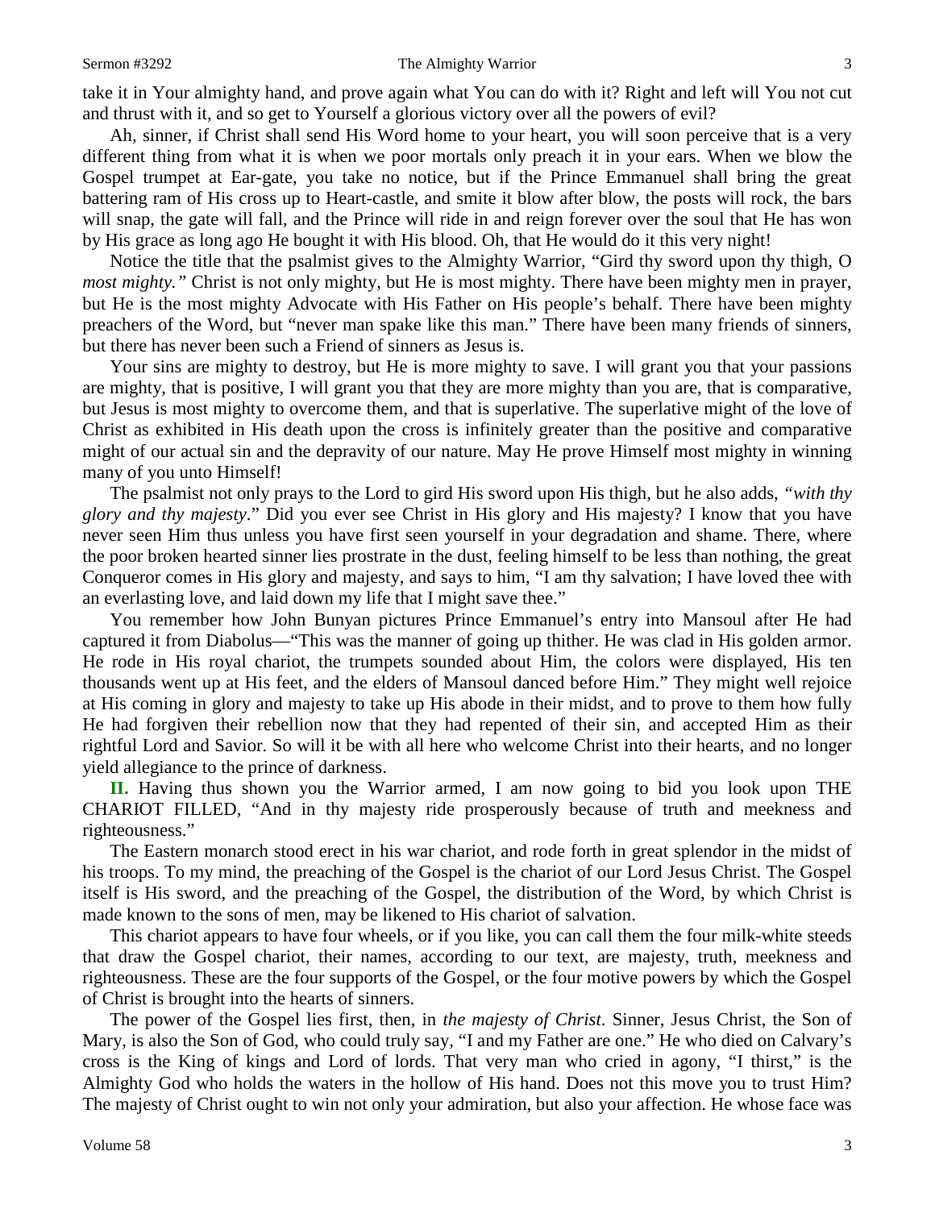take it in Your almighty hand, and prove again what You can do with it? Right and left will You not cut and thrust with it, and so get to Yourself a glorious victory over all the powers of evil?

Ah, sinner, if Christ shall send His Word home to your heart, you will soon perceive that is a very different thing from what it is when we poor mortals only preach it in your ears. When we blow the Gospel trumpet at Ear-gate, you take no notice, but if the Prince Emmanuel shall bring the great battering ram of His cross up to Heart-castle, and smite it blow after blow, the posts will rock, the bars will snap, the gate will fall, and the Prince will ride in and reign forever over the soul that He has won by His grace as long ago He bought it with His blood. Oh, that He would do it this very night!

Notice the title that the psalmist gives to the Almighty Warrior, "Gird thy sword upon thy thigh, O *most mighty."* Christ is not only mighty, but He is most mighty. There have been mighty men in prayer, but He is the most mighty Advocate with His Father on His people's behalf. There have been mighty preachers of the Word, but "never man spake like this man." There have been many friends of sinners, but there has never been such a Friend of sinners as Jesus is.

Your sins are mighty to destroy, but He is more mighty to save. I will grant you that your passions are mighty, that is positive, I will grant you that they are more mighty than you are, that is comparative, but Jesus is most mighty to overcome them, and that is superlative. The superlative might of the love of Christ as exhibited in His death upon the cross is infinitely greater than the positive and comparative might of our actual sin and the depravity of our nature. May He prove Himself most mighty in winning many of you unto Himself!

The psalmist not only prays to the Lord to gird His sword upon His thigh, but he also adds, *"with thy glory and thy majesty*." Did you ever see Christ in His glory and His majesty? I know that you have never seen Him thus unless you have first seen yourself in your degradation and shame. There, where the poor broken hearted sinner lies prostrate in the dust, feeling himself to be less than nothing, the great Conqueror comes in His glory and majesty, and says to him, "I am thy salvation; I have loved thee with an everlasting love, and laid down my life that I might save thee."

You remember how John Bunyan pictures Prince Emmanuel's entry into Mansoul after He had captured it from Diabolus—"This was the manner of going up thither. He was clad in His golden armor. He rode in His royal chariot, the trumpets sounded about Him, the colors were displayed, His ten thousands went up at His feet, and the elders of Mansoul danced before Him." They might well rejoice at His coming in glory and majesty to take up His abode in their midst, and to prove to them how fully He had forgiven their rebellion now that they had repented of their sin, and accepted Him as their rightful Lord and Savior. So will it be with all here who welcome Christ into their hearts, and no longer yield allegiance to the prince of darkness.

**II.** Having thus shown you the Warrior armed, I am now going to bid you look upon THE CHARIOT FILLED, "And in thy majesty ride prosperously because of truth and meekness and righteousness."

The Eastern monarch stood erect in his war chariot, and rode forth in great splendor in the midst of his troops. To my mind, the preaching of the Gospel is the chariot of our Lord Jesus Christ. The Gospel itself is His sword, and the preaching of the Gospel, the distribution of the Word, by which Christ is made known to the sons of men, may be likened to His chariot of salvation.

This chariot appears to have four wheels, or if you like, you can call them the four milk-white steeds that draw the Gospel chariot, their names, according to our text, are majesty, truth, meekness and righteousness. These are the four supports of the Gospel, or the four motive powers by which the Gospel of Christ is brought into the hearts of sinners.

The power of the Gospel lies first, then, in *the majesty of Christ*. Sinner, Jesus Christ, the Son of Mary, is also the Son of God, who could truly say, "I and my Father are one." He who died on Calvary's cross is the King of kings and Lord of lords. That very man who cried in agony, "I thirst," is the Almighty God who holds the waters in the hollow of His hand. Does not this move you to trust Him? The majesty of Christ ought to win not only your admiration, but also your affection. He whose face was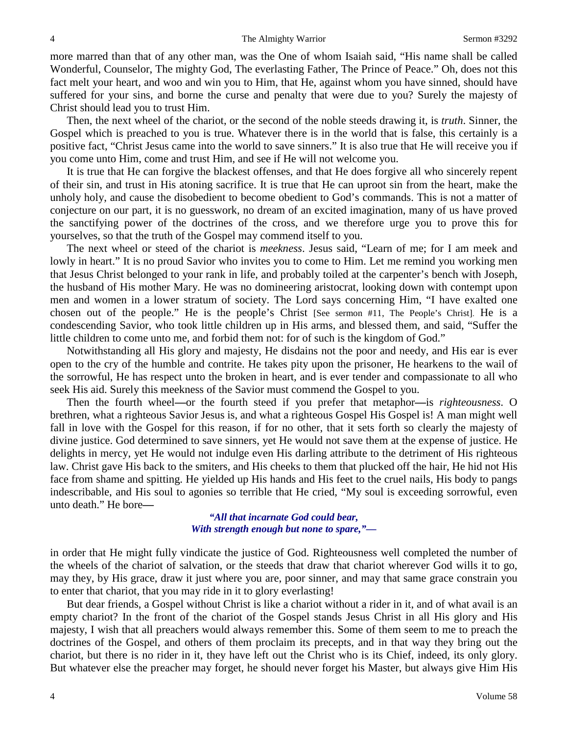more marred than that of any other man, was the One of whom Isaiah said, "His name shall be called Wonderful, Counselor, The mighty God, The everlasting Father, The Prince of Peace." Oh, does not this fact melt your heart, and woo and win you to Him, that He, against whom you have sinned, should have suffered for your sins, and borne the curse and penalty that were due to you? Surely the majesty of Christ should lead you to trust Him.

Then, the next wheel of the chariot, or the second of the noble steeds drawing it, is *truth*. Sinner, the Gospel which is preached to you is true. Whatever there is in the world that is false, this certainly is a positive fact, "Christ Jesus came into the world to save sinners." It is also true that He will receive you if you come unto Him, come and trust Him, and see if He will not welcome you.

It is true that He can forgive the blackest offenses, and that He does forgive all who sincerely repent of their sin, and trust in His atoning sacrifice. It is true that He can uproot sin from the heart, make the unholy holy, and cause the disobedient to become obedient to God's commands. This is not a matter of conjecture on our part, it is no guesswork, no dream of an excited imagination, many of us have proved the sanctifying power of the doctrines of the cross, and we therefore urge you to prove this for yourselves, so that the truth of the Gospel may commend itself to you.

The next wheel or steed of the chariot is *meekness*. Jesus said, "Learn of me; for I am meek and lowly in heart." It is no proud Savior who invites you to come to Him. Let me remind you working men that Jesus Christ belonged to your rank in life, and probably toiled at the carpenter's bench with Joseph, the husband of His mother Mary. He was no domineering aristocrat, looking down with contempt upon men and women in a lower stratum of society. The Lord says concerning Him, "I have exalted one chosen out of the people." He is the people's Christ [See sermon #11, The People's Christ]. He is a condescending Savior, who took little children up in His arms, and blessed them, and said, "Suffer the little children to come unto me, and forbid them not: for of such is the kingdom of God."

Notwithstanding all His glory and majesty, He disdains not the poor and needy, and His ear is ever open to the cry of the humble and contrite. He takes pity upon the prisoner, He hearkens to the wail of the sorrowful, He has respect unto the broken in heart, and is ever tender and compassionate to all who seek His aid. Surely this meekness of the Savior must commend the Gospel to you.

Then the fourth wheel—or the fourth steed if you prefer that metaphor—is *righteousness*. O brethren, what a righteous Savior Jesus is, and what a righteous Gospel His Gospel is! A man might well fall in love with the Gospel for this reason, if for no other, that it sets forth so clearly the majesty of divine justice. God determined to save sinners, yet He would not save them at the expense of justice. He delights in mercy, yet He would not indulge even His darling attribute to the detriment of His righteous law. Christ gave His back to the smiters, and His cheeks to them that plucked off the hair, He hid not His face from shame and spitting. He yielded up His hands and His feet to the cruel nails, His body to pangs indescribable, and His soul to agonies so terrible that He cried, "My soul is exceeding sorrowful, even unto death." He bore—

*"All that incarnate God could bear,*
*With strength enough but none to spare,"—*

in order that He might fully vindicate the justice of God. Righteousness well completed the number of the wheels of the chariot of salvation, or the steeds that draw that chariot wherever God wills it to go, may they, by His grace, draw it just where you are, poor sinner, and may that same grace constrain you to enter that chariot, that you may ride in it to glory everlasting!

But dear friends, a Gospel without Christ is like a chariot without a rider in it, and of what avail is an empty chariot? In the front of the chariot of the Gospel stands Jesus Christ in all His glory and His majesty, I wish that all preachers would always remember this. Some of them seem to me to preach the doctrines of the Gospel, and others of them proclaim its precepts, and in that way they bring out the chariot, but there is no rider in it, they have left out the Christ who is its Chief, indeed, its only glory. But whatever else the preacher may forget, he should never forget his Master, but always give Him His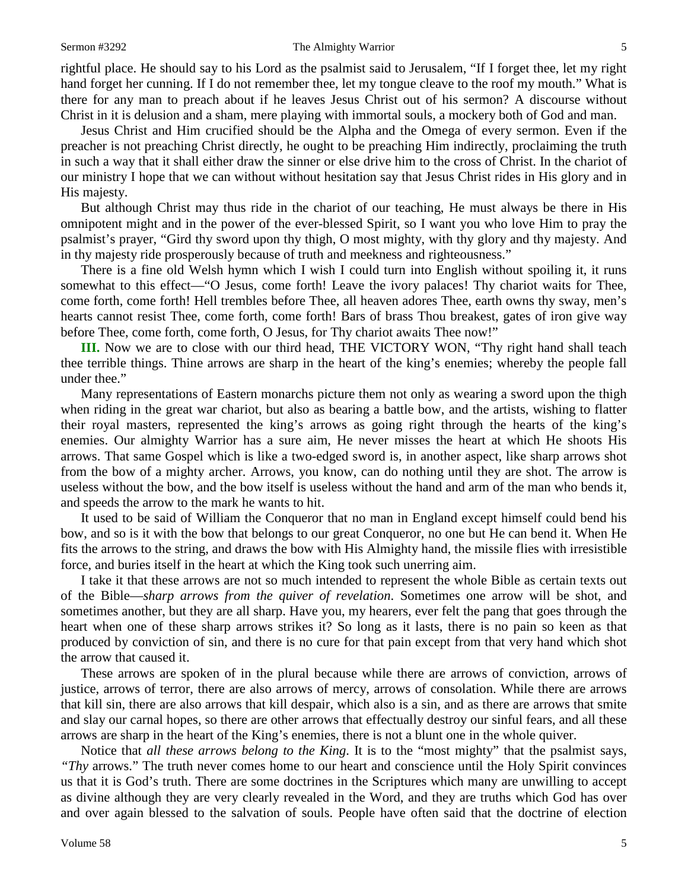rightful place. He should say to his Lord as the psalmist said to Jerusalem, "If I forget thee, let my right hand forget her cunning. If I do not remember thee, let my tongue cleave to the roof my mouth." What is there for any man to preach about if he leaves Jesus Christ out of his sermon? A discourse without Christ in it is delusion and a sham, mere playing with immortal souls, a mockery both of God and man.

Jesus Christ and Him crucified should be the Alpha and the Omega of every sermon. Even if the preacher is not preaching Christ directly, he ought to be preaching Him indirectly, proclaiming the truth in such a way that it shall either draw the sinner or else drive him to the cross of Christ. In the chariot of our ministry I hope that we can without without hesitation say that Jesus Christ rides in His glory and in His majesty.

But although Christ may thus ride in the chariot of our teaching, He must always be there in His omnipotent might and in the power of the ever-blessed Spirit, so I want you who love Him to pray the psalmist's prayer, "Gird thy sword upon thy thigh, O most mighty, with thy glory and thy majesty. And in thy majesty ride prosperously because of truth and meekness and righteousness."

There is a fine old Welsh hymn which I wish I could turn into English without spoiling it, it runs somewhat to this effect—"O Jesus, come forth! Leave the ivory palaces! Thy chariot waits for Thee, come forth, come forth! Hell trembles before Thee, all heaven adores Thee, earth owns thy sway, men's hearts cannot resist Thee, come forth, come forth! Bars of brass Thou breakest, gates of iron give way before Thee, come forth, come forth, O Jesus, for Thy chariot awaits Thee now!"

**III.** Now we are to close with our third head, THE VICTORY WON, "Thy right hand shall teach thee terrible things. Thine arrows are sharp in the heart of the king's enemies; whereby the people fall under thee."

Many representations of Eastern monarchs picture them not only as wearing a sword upon the thigh when riding in the great war chariot, but also as bearing a battle bow, and the artists, wishing to flatter their royal masters, represented the king's arrows as going right through the hearts of the king's enemies. Our almighty Warrior has a sure aim, He never misses the heart at which He shoots His arrows. That same Gospel which is like a two-edged sword is, in another aspect, like sharp arrows shot from the bow of a mighty archer. Arrows, you know, can do nothing until they are shot. The arrow is useless without the bow, and the bow itself is useless without the hand and arm of the man who bends it, and speeds the arrow to the mark he wants to hit.

It used to be said of William the Conqueror that no man in England except himself could bend his bow, and so is it with the bow that belongs to our great Conqueror, no one but He can bend it. When He fits the arrows to the string, and draws the bow with His Almighty hand, the missile flies with irresistible force, and buries itself in the heart at which the King took such unerring aim.

I take it that these arrows are not so much intended to represent the whole Bible as certain texts out of the Bible—*sharp arrows from the quiver of revelation*. Sometimes one arrow will be shot, and sometimes another, but they are all sharp. Have you, my hearers, ever felt the pang that goes through the heart when one of these sharp arrows strikes it? So long as it lasts, there is no pain so keen as that produced by conviction of sin, and there is no cure for that pain except from that very hand which shot the arrow that caused it.

These arrows are spoken of in the plural because while there are arrows of conviction, arrows of justice, arrows of terror, there are also arrows of mercy, arrows of consolation. While there are arrows that kill sin, there are also arrows that kill despair, which also is a sin, and as there are arrows that smite and slay our carnal hopes, so there are other arrows that effectually destroy our sinful fears, and all these arrows are sharp in the heart of the King's enemies, there is not a blunt one in the whole quiver.

Notice that *all these arrows belong to the King*. It is to the "most mighty" that the psalmist says, "*Thy* arrows." The truth never comes home to our heart and conscience until the Holy Spirit convinces us that it is God's truth. There are some doctrines in the Scriptures which many are unwilling to accept as divine although they are very clearly revealed in the Word, and they are truths which God has over and over again blessed to the salvation of souls. People have often said that the doctrine of election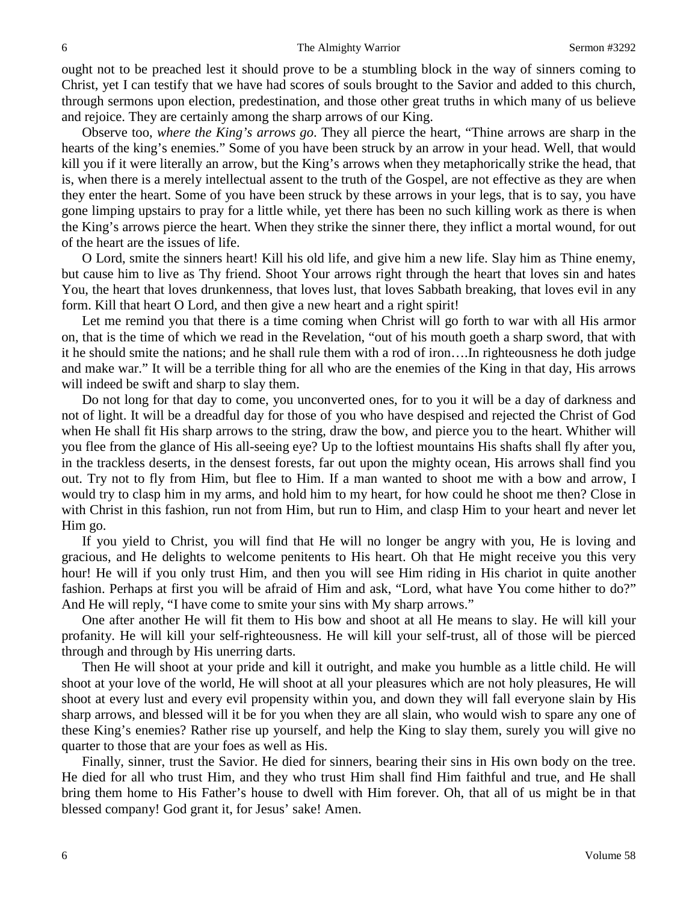ought not to be preached lest it should prove to be a stumbling block in the way of sinners coming to Christ, yet I can testify that we have had scores of souls brought to the Savior and added to this church, through sermons upon election, predestination, and those other great truths in which many of us believe and rejoice. They are certainly among the sharp arrows of our King.

Observe too, *where the King's arrows go*. They all pierce the heart, "Thine arrows are sharp in the hearts of the king's enemies." Some of you have been struck by an arrow in your head. Well, that would kill you if it were literally an arrow, but the King's arrows when they metaphorically strike the head, that is, when there is a merely intellectual assent to the truth of the Gospel, are not effective as they are when they enter the heart. Some of you have been struck by these arrows in your legs, that is to say, you have gone limping upstairs to pray for a little while, yet there has been no such killing work as there is when the King's arrows pierce the heart. When they strike the sinner there, they inflict a mortal wound, for out of the heart are the issues of life.

O Lord, smite the sinners heart! Kill his old life, and give him a new life. Slay him as Thine enemy, but cause him to live as Thy friend. Shoot Your arrows right through the heart that loves sin and hates You, the heart that loves drunkenness, that loves lust, that loves Sabbath breaking, that loves evil in any form. Kill that heart O Lord, and then give a new heart and a right spirit!

Let me remind you that there is a time coming when Christ will go forth to war with all His armor on, that is the time of which we read in the Revelation, "out of his mouth goeth a sharp sword, that with it he should smite the nations; and he shall rule them with a rod of iron….In righteousness he doth judge and make war." It will be a terrible thing for all who are the enemies of the King in that day, His arrows will indeed be swift and sharp to slay them.

Do not long for that day to come, you unconverted ones, for to you it will be a day of darkness and not of light. It will be a dreadful day for those of you who have despised and rejected the Christ of God when He shall fit His sharp arrows to the string, draw the bow, and pierce you to the heart. Whither will you flee from the glance of His all-seeing eye? Up to the loftiest mountains His shafts shall fly after you, in the trackless deserts, in the densest forests, far out upon the mighty ocean, His arrows shall find you out. Try not to fly from Him, but flee to Him. If a man wanted to shoot me with a bow and arrow, I would try to clasp him in my arms, and hold him to my heart, for how could he shoot me then? Close in with Christ in this fashion, run not from Him, but run to Him, and clasp Him to your heart and never let Him go.

If you yield to Christ, you will find that He will no longer be angry with you, He is loving and gracious, and He delights to welcome penitents to His heart. Oh that He might receive you this very hour! He will if you only trust Him, and then you will see Him riding in His chariot in quite another fashion. Perhaps at first you will be afraid of Him and ask, "Lord, what have You come hither to do?" And He will reply, "I have come to smite your sins with My sharp arrows."

One after another He will fit them to His bow and shoot at all He means to slay. He will kill your profanity. He will kill your self-righteousness. He will kill your self-trust, all of those will be pierced through and through by His unerring darts.

Then He will shoot at your pride and kill it outright, and make you humble as a little child. He will shoot at your love of the world, He will shoot at all your pleasures which are not holy pleasures, He will shoot at every lust and every evil propensity within you, and down they will fall everyone slain by His sharp arrows, and blessed will it be for you when they are all slain, who would wish to spare any one of these King's enemies? Rather rise up yourself, and help the King to slay them, surely you will give no quarter to those that are your foes as well as His.

Finally, sinner, trust the Savior. He died for sinners, bearing their sins in His own body on the tree. He died for all who trust Him, and they who trust Him shall find Him faithful and true, and He shall bring them home to His Father's house to dwell with Him forever. Oh, that all of us might be in that blessed company! God grant it, for Jesus' sake! Amen.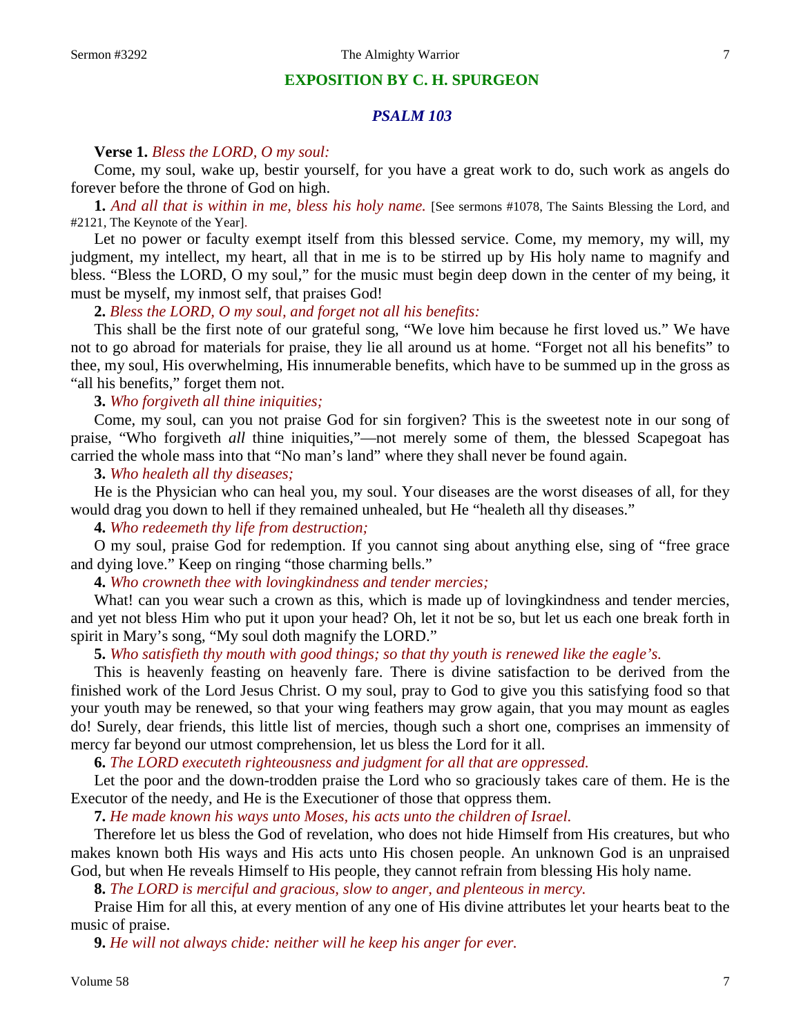## EXPOSITION BY C. H. SPURGEON

### *PSALM 103*

**Verse 1.** *Bless the LORD, O my soul:*

Come, my soul, wake up, bestir yourself, for you have a great work to do, such work as angels do forever before the throne of God on high.

**1.** *And all that is within in me, bless his holy name.* [See sermons #1078, The Saints Blessing the Lord, and #2121, The Keynote of the Year].

Let no power or faculty exempt itself from this blessed service. Come, my memory, my will, my judgment, my intellect, my heart, all that in me is to be stirred up by His holy name to magnify and bless. "Bless the LORD, O my soul," for the music must begin deep down in the center of my being, it must be myself, my inmost self, that praises God!

**2.** *Bless the LORD, O my soul, and forget not all his benefits:*

This shall be the first note of our grateful song, "We love him because he first loved us." We have not to go abroad for materials for praise, they lie all around us at home. "Forget not all his benefits" to thee, my soul, His overwhelming, His innumerable benefits, which have to be summed up in the gross as "all his benefits," forget them not.

**3.** *Who forgiveth all thine iniquities;*

Come, my soul, can you not praise God for sin forgiven? This is the sweetest note in our song of praise, "Who forgiveth *all* thine iniquities,"—not merely some of them, the blessed Scapegoat has carried the whole mass into that "No man's land" where they shall never be found again.

**3.** *Who healeth all thy diseases;*

He is the Physician who can heal you, my soul. Your diseases are the worst diseases of all, for they would drag you down to hell if they remained unhealed, but He "healeth all thy diseases."

**4.** *Who redeemeth thy life from destruction;*

O my soul, praise God for redemption. If you cannot sing about anything else, sing of "free grace and dying love." Keep on ringing "those charming bells."

**4.** *Who crowneth thee with lovingkindness and tender mercies;*

What! can you wear such a crown as this, which is made up of lovingkindness and tender mercies, and yet not bless Him who put it upon your head? Oh, let it not be so, but let us each one break forth in spirit in Mary's song, "My soul doth magnify the LORD."

**5.** *Who satisfieth thy mouth with good things; so that thy youth is renewed like the eagle's.*

This is heavenly feasting on heavenly fare. There is divine satisfaction to be derived from the finished work of the Lord Jesus Christ. O my soul, pray to God to give you this satisfying food so that your youth may be renewed, so that your wing feathers may grow again, that you may mount as eagles do! Surely, dear friends, this little list of mercies, though such a short one, comprises an immensity of mercy far beyond our utmost comprehension, let us bless the Lord for it all.

**6.** *The LORD executeth righteousness and judgment for all that are oppressed.*

Let the poor and the down-trodden praise the Lord who so graciously takes care of them. He is the Executor of the needy, and He is the Executioner of those that oppress them.

**7.** *He made known his ways unto Moses, his acts unto the children of Israel.*

Therefore let us bless the God of revelation, who does not hide Himself from His creatures, but who makes known both His ways and His acts unto His chosen people. An unknown God is an unpraised God, but when He reveals Himself to His people, they cannot refrain from blessing His holy name.

**8.** *The LORD is merciful and gracious, slow to anger, and plenteous in mercy.*

Praise Him for all this, at every mention of any one of His divine attributes let your hearts beat to the music of praise.

**9.** *He will not always chide: neither will he keep his anger for ever.*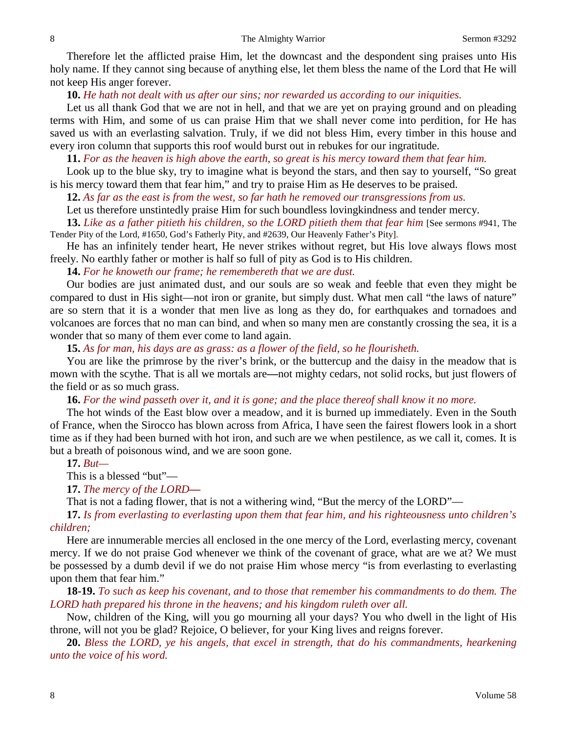Therefore let the afflicted praise Him, let the downcast and the despondent sing praises unto His holy name. If they cannot sing because of anything else, let them bless the name of the Lord that He will not keep His anger forever.

**10.** *He hath not dealt with us after our sins; nor rewarded us according to our iniquities.*

Let us all thank God that we are not in hell, and that we are yet on praying ground and on pleading terms with Him, and some of us can praise Him that we shall never come into perdition, for He has saved us with an everlasting salvation. Truly, if we did not bless Him, every timber in this house and every iron column that supports this roof would burst out in rebukes for our ingratitude.

**11.** *For as the heaven is high above the earth, so great is his mercy toward them that fear him.*

Look up to the blue sky, try to imagine what is beyond the stars, and then say to yourself, "So great is his mercy toward them that fear him," and try to praise Him as He deserves to be praised.

**12.** *As far as the east is from the west, so far hath he removed our transgressions from us.*

Let us therefore unstintedly praise Him for such boundless lovingkindness and tender mercy.

**13.** *Like as a father pitieth his children, so the LORD pitieth them that fear him* [See sermons #941, The Tender Pity of the Lord, #1650, God's Fatherly Pity, and #2639, Our Heavenly Father's Pity].

He has an infinitely tender heart, He never strikes without regret, but His love always flows most freely. No earthly father or mother is half so full of pity as God is to His children.

**14.** *For he knoweth our frame; he remembereth that we are dust.*

Our bodies are just animated dust, and our souls are so weak and feeble that even they might be compared to dust in His sight—not iron or granite, but simply dust. What men call "the laws of nature" are so stern that it is a wonder that men live as long as they do, for earthquakes and tornadoes and volcanoes are forces that no man can bind, and when so many men are constantly crossing the sea, it is a wonder that so many of them ever come to land again.

**15.** *As for man, his days are as grass: as a flower of the field, so he flourisheth.*

You are like the primrose by the river's brink, or the buttercup and the daisy in the meadow that is mown with the scythe. That is all we mortals are**—**not mighty cedars, not solid rocks, but just flowers of the field or as so much grass.

**16.** *For the wind passeth over it, and it is gone; and the place thereof shall know it no more.*

The hot winds of the East blow over a meadow, and it is burned up immediately. Even in the South of France, when the Sirocco has blown across from Africa, I have seen the fairest flowers look in a short time as if they had been burned with hot iron, and such are we when pestilence, as we call it, comes. It is but a breath of poisonous wind, and we are soon gone.

**17.** *But—*

This is a blessed "but"—

**17.** *The mercy of the LORD—*

That is not a fading flower, that is not a withering wind, "But the mercy of the LORD"—

**17.** *Is from everlasting to everlasting upon them that fear him, and his righteousness unto children's children;*

Here are innumerable mercies all enclosed in the one mercy of the Lord, everlasting mercy, covenant mercy. If we do not praise God whenever we think of the covenant of grace, what are we at? We must be possessed by a dumb devil if we do not praise Him whose mercy "is from everlasting to everlasting upon them that fear him."

**18-19.** *To such as keep his covenant, and to those that remember his commandments to do them. The LORD hath prepared his throne in the heavens; and his kingdom ruleth over all.*

Now, children of the King, will you go mourning all your days? You who dwell in the light of His throne, will not you be glad? Rejoice, O believer, for your King lives and reigns forever.

**20.** *Bless the LORD, ye his angels, that excel in strength, that do his commandments, hearkening unto the voice of his word.*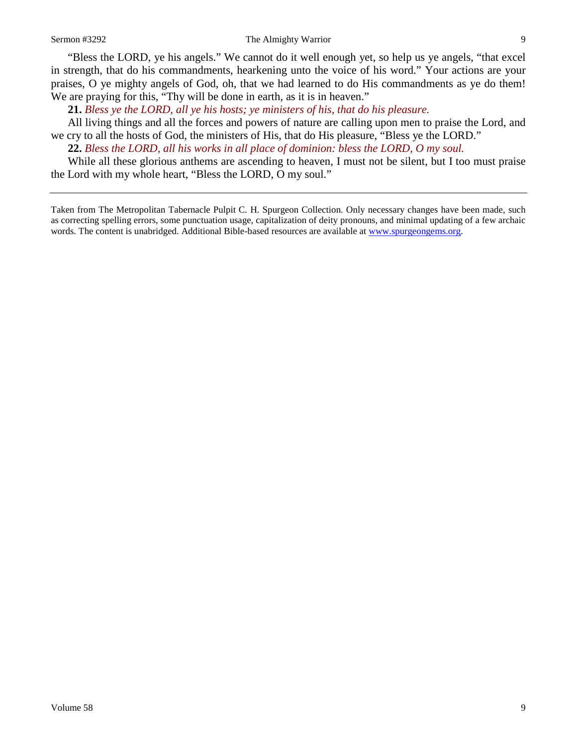"Bless the LORD, ye his angels." We cannot do it well enough yet, so help us ye angels, "that excel in strength, that do his commandments, hearkening unto the voice of his word." Your actions are your praises, O ye mighty angels of God, oh, that we had learned to do His commandments as ye do them! We are praying for this, "Thy will be done in earth, as it is in heaven."

**21.** *Bless ye the LORD, all ye his hosts; ye ministers of his, that do his pleasure.*

All living things and all the forces and powers of nature are calling upon men to praise the Lord, and we cry to all the hosts of God, the ministers of His, that do His pleasure, "Bless ye the LORD."

**22.** *Bless the LORD, all his works in all place of dominion: bless the LORD, O my soul.*

While all these glorious anthems are ascending to heaven, I must not be silent, but I too must praise the Lord with my whole heart, "Bless the LORD, O my soul."

---

Taken from The Metropolitan Tabernacle Pulpit C. H. Spurgeon Collection. Only necessary changes have been made, such as correcting spelling errors, some punctuation usage, capitalization of deity pronouns, and minimal updating of a few archaic words. The content is unabridged. Additional Bible-based resources are available at www.spurgeongems.org.